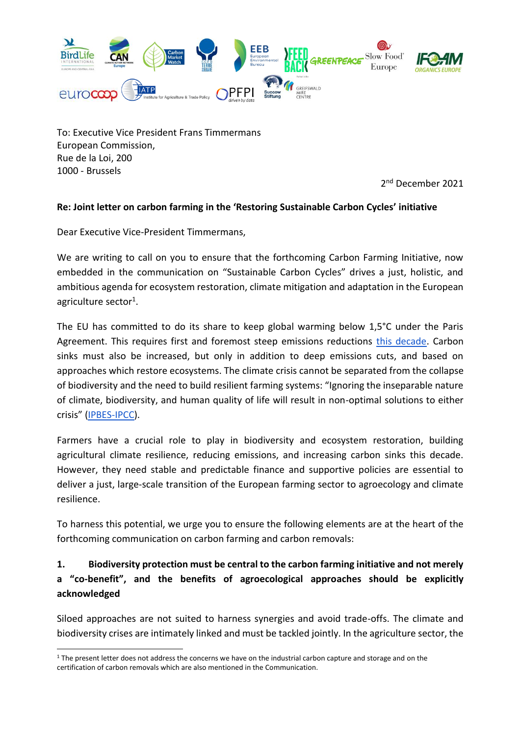To: Executive Vice President Frans Timmermans
European Commission,
Rue de la Loi, 200
1000 - Brussels

2nd December 2021

**Re: Joint letter on carbon farming in the 'Restoring Sustainable Carbon Cycles' initiative**

Dear Executive Vice-President Timmermans,

We are writing to call on you to ensure that the forthcoming Carbon Farming Initiative, now embedded in the communication on "Sustainable Carbon Cycles" drives a just, holistic, and ambitious agenda for ecosystem restoration, climate mitigation and adaptation in the European agriculture sector[1].

The EU has committed to do its share to keep global warming below 1,5°C under the Paris Agreement. This requires first and foremost steep emissions reductions this decade. Carbon sinks must also be increased, but only in addition to deep emissions cuts, and based on approaches which restore ecosystems. The climate crisis cannot be separated from the collapse of biodiversity and the need to build resilient farming systems: "Ignoring the inseparable nature of climate, biodiversity, and human quality of life will result in non-optimal solutions to either crisis" (IPBES-IPCC).

Farmers have a crucial role to play in biodiversity and ecosystem restoration, building agricultural climate resilience, reducing emissions, and increasing carbon sinks this decade. However, they need stable and predictable finance and supportive policies are essential to deliver a just, large-scale transition of the European farming sector to agroecology and climate resilience.

To harness this potential, we urge you to ensure the following elements are at the heart of the forthcoming communication on carbon farming and carbon removals:

### 1. Biodiversity protection must be central to the carbon farming initiative and not merely a "co-benefit", and the benefits of agroecological approaches should be explicitly acknowledged

Siloed approaches are not suited to harness synergies and avoid trade-offs. The climate and biodiversity crises are intimately linked and must be tackled jointly. In the agriculture sector, the

[1] The present letter does not address the concerns we have on the industrial carbon capture and storage and on the certification of carbon removals which are also mentioned in the Communication.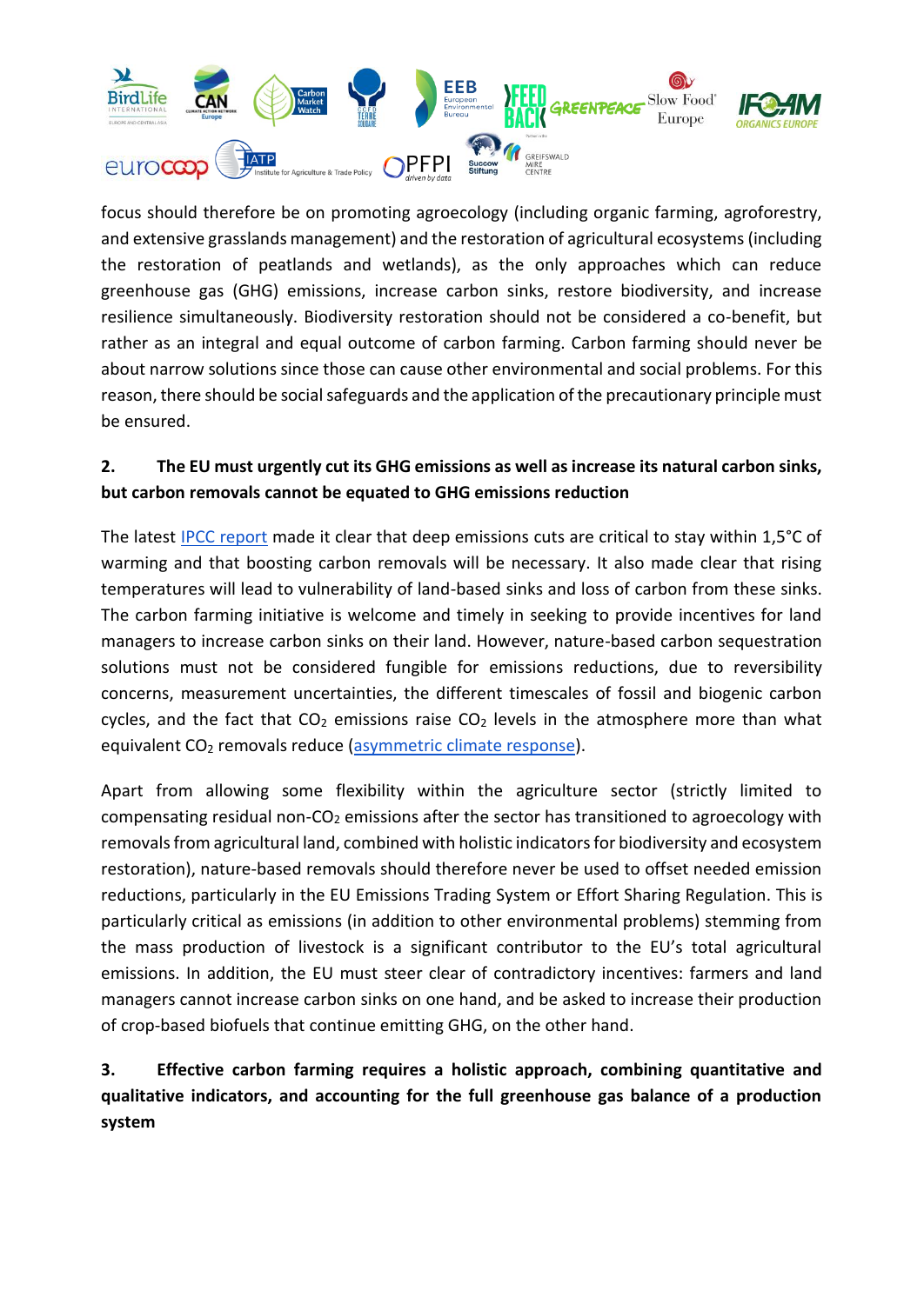focus should therefore be on promoting agroecology (including organic farming, agroforestry, and extensive grasslands management) and the restoration of agricultural ecosystems (including the restoration of peatlands and wetlands), as the only approaches which can reduce greenhouse gas (GHG) emissions, increase carbon sinks, restore biodiversity, and increase resilience simultaneously. Biodiversity restoration should not be considered a co-benefit, but rather as an integral and equal outcome of carbon farming. Carbon farming should never be about narrow solutions since those can cause other environmental and social problems. For this reason, there should be social safeguards and the application of the precautionary principle must be ensured.

**2. The EU must urgently cut its GHG emissions as well as increase its natural carbon sinks, but carbon removals cannot be equated to GHG emissions reduction**

The latest IPCC report made it clear that deep emissions cuts are critical to stay within 1,5°C of warming and that boosting carbon removals will be necessary. It also made clear that rising temperatures will lead to vulnerability of land-based sinks and loss of carbon from these sinks. The carbon farming initiative is welcome and timely in seeking to provide incentives for land managers to increase carbon sinks on their land. However, nature-based carbon sequestration solutions must not be considered fungible for emissions reductions, due to reversibility concerns, measurement uncertainties, the different timescales of fossil and biogenic carbon cycles, and the fact that $CO_2$ emissions raise $CO_2$ levels in the atmosphere more than what equivalent $CO_2$ removals reduce (asymmetric climate response).

Apart from allowing some flexibility within the agriculture sector (strictly limited to compensating residual non-$CO_2$ emissions after the sector has transitioned to agroecology with removals from agricultural land, combined with holistic indicators for biodiversity and ecosystem restoration), nature-based removals should therefore never be used to offset needed emission reductions, particularly in the EU Emissions Trading System or Effort Sharing Regulation. This is particularly critical as emissions (in addition to other environmental problems) stemming from the mass production of livestock is a significant contributor to the EU's total agricultural emissions. In addition, the EU must steer clear of contradictory incentives: farmers and land managers cannot increase carbon sinks on one hand, and be asked to increase their production of crop-based biofuels that continue emitting GHG, on the other hand.

**3. Effective carbon farming requires a holistic approach, combining quantitative and qualitative indicators, and accounting for the full greenhouse gas balance of a production system**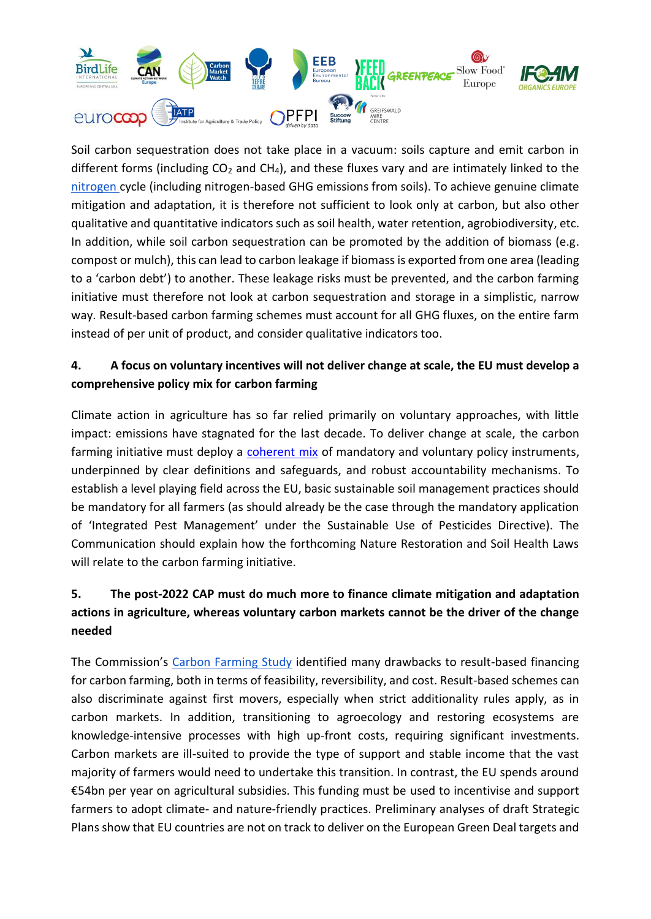Soil carbon sequestration does not take place in a vacuum: soils capture and emit carbon in different forms (including $CO_2$ and $CH_4$), and these fluxes vary and are intimately linked to the nitrogen cycle (including nitrogen-based GHG emissions from soils). To achieve genuine climate mitigation and adaptation, it is therefore not sufficient to look only at carbon, but also other qualitative and quantitative indicators such as soil health, water retention, agrobiodiversity, etc. In addition, while soil carbon sequestration can be promoted by the addition of biomass (e.g. compost or mulch), this can lead to carbon leakage if biomass is exported from one area (leading to a 'carbon debt') to another. These leakage risks must be prevented, and the carbon farming initiative must therefore not look at carbon sequestration and storage in a simplistic, narrow way. Result-based carbon farming schemes must account for all GHG fluxes, on the entire farm instead of per unit of product, and consider qualitative indicators too.

**4. A focus on voluntary incentives will not deliver change at scale, the EU must develop a comprehensive policy mix for carbon farming**

Climate action in agriculture has so far relied primarily on voluntary approaches, with little impact: emissions have stagnated for the last decade. To deliver change at scale, the carbon farming initiative must deploy a coherent mix of mandatory and voluntary policy instruments, underpinned by clear definitions and safeguards, and robust accountability mechanisms. To establish a level playing field across the EU, basic sustainable soil management practices should be mandatory for all farmers (as should already be the case through the mandatory application of 'Integrated Pest Management' under the Sustainable Use of Pesticides Directive). The Communication should explain how the forthcoming Nature Restoration and Soil Health Laws will relate to the carbon farming initiative.

**5. The post-2022 CAP must do much more to finance climate mitigation and adaptation actions in agriculture, whereas voluntary carbon markets cannot be the driver of the change needed**

The Commission's Carbon Farming Study identified many drawbacks to result-based financing for carbon farming, both in terms of feasibility, reversibility, and cost. Result-based schemes can also discriminate against first movers, especially when strict additionality rules apply, as in carbon markets. In addition, transitioning to agroecology and restoring ecosystems are knowledge-intensive processes with high up-front costs, requiring significant investments. Carbon markets are ill-suited to provide the type of support and stable income that the vast majority of farmers would need to undertake this transition. In contrast, the EU spends around €54bn per year on agricultural subsidies. This funding must be used to incentivise and support farmers to adopt climate- and nature-friendly practices. Preliminary analyses of draft Strategic Plans show that EU countries are not on track to deliver on the European Green Deal targets and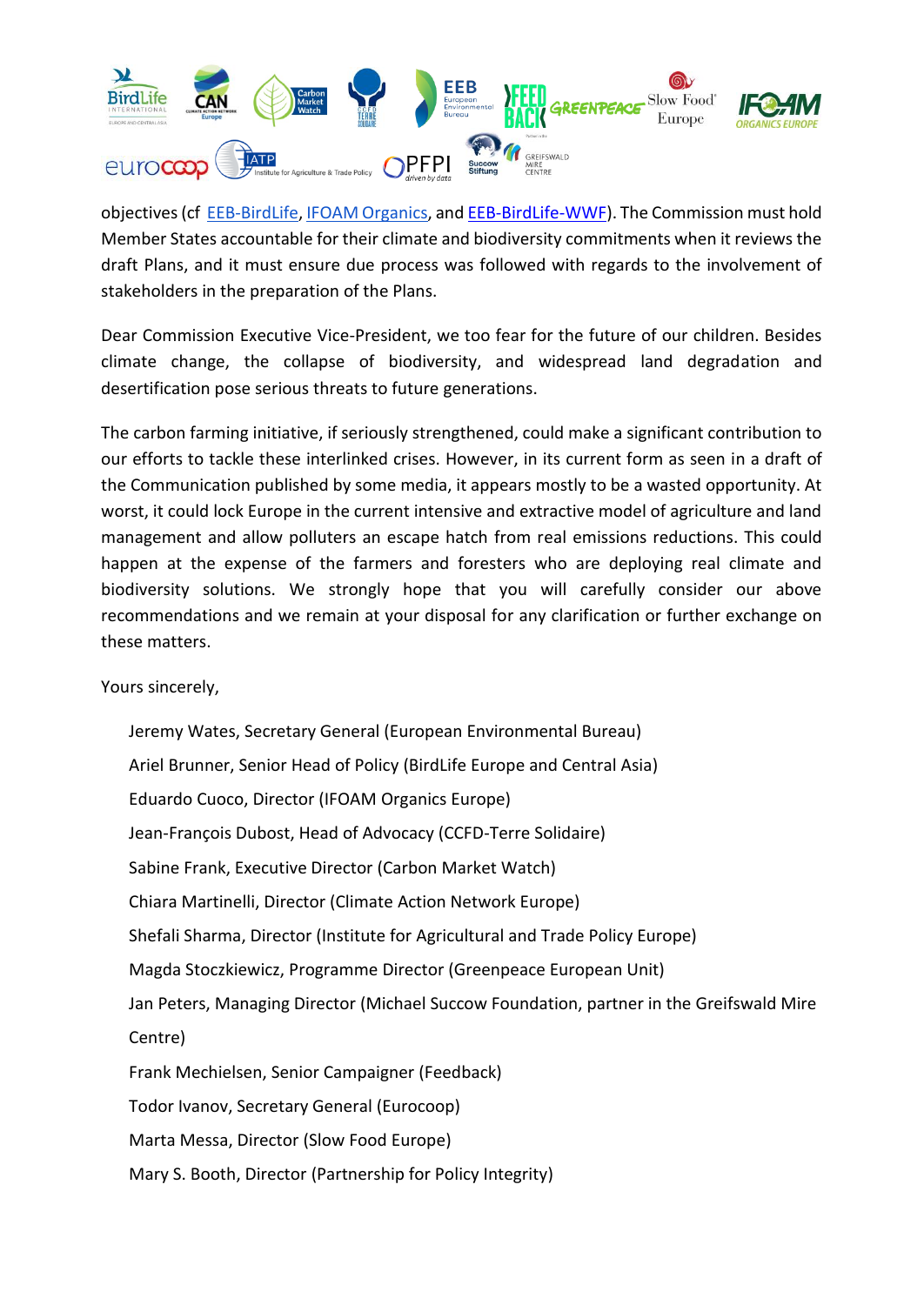objectives (cf [EEB-BirdLife](), [IFOAM Organics](), and [EEB-BirdLife-WWF]()). The Commission must hold Member States accountable for their climate and biodiversity commitments when it reviews the draft Plans, and it must ensure due process was followed with regards to the involvement of stakeholders in the preparation of the Plans.

Dear Commission Executive Vice-President, we too fear for the future of our children. Besides climate change, the collapse of biodiversity, and widespread land degradation and desertification pose serious threats to future generations.

The carbon farming initiative, if seriously strengthened, could make a significant contribution to our efforts to tackle these interlinked crises. However, in its current form as seen in a draft of the Communication published by some media, it appears mostly to be a wasted opportunity. At worst, it could lock Europe in the current intensive and extractive model of agriculture and land management and allow polluters an escape hatch from real emissions reductions. This could happen at the expense of the farmers and foresters who are deploying real climate and biodiversity solutions. We strongly hope that you will carefully consider our above recommendations and we remain at your disposal for any clarification or further exchange on these matters.

Yours sincerely,

Jeremy Wates, Secretary General (European Environmental Bureau)

Ariel Brunner, Senior Head of Policy (BirdLife Europe and Central Asia)

Eduardo Cuoco, Director (IFOAM Organics Europe)

Jean-François Dubost, Head of Advocacy (CCFD-Terre Solidaire)

Sabine Frank, Executive Director (Carbon Market Watch)

Chiara Martinelli, Director (Climate Action Network Europe)

Shefali Sharma, Director (Institute for Agricultural and Trade Policy Europe)

Magda Stoczkiewicz, Programme Director (Greenpeace European Unit)

Jan Peters, Managing Director (Michael Succow Foundation, partner in the Greifswald Mire Centre)

Frank Mechielsen, Senior Campaigner (Feedback)

Todor Ivanov, Secretary General (Eurocoop)

Marta Messa, Director (Slow Food Europe)

Mary S. Booth, Director (Partnership for Policy Integrity)